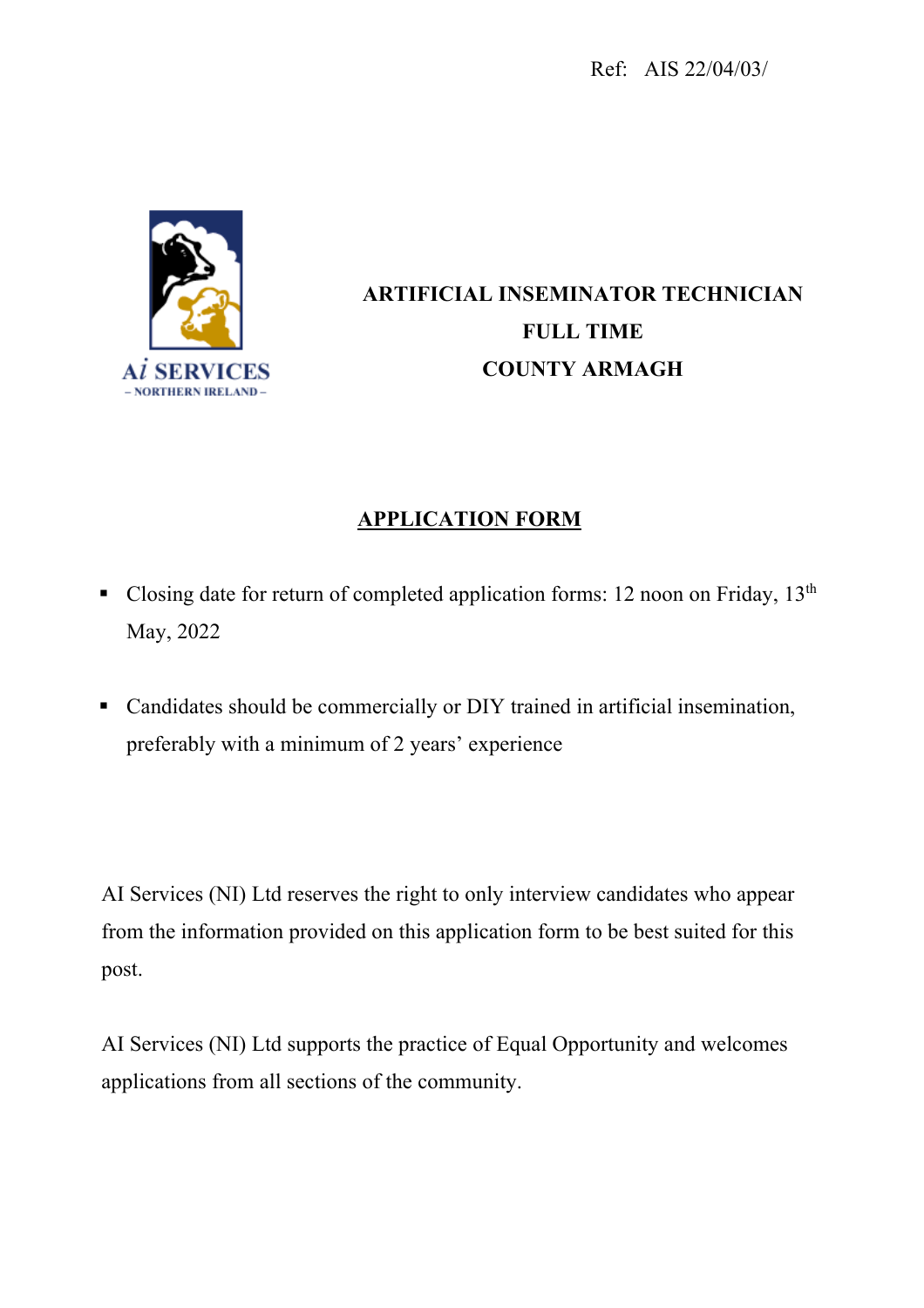Ref: AIS 22/04/03/

AI SERVICES
– NORTHERN IRELAND –

# ARTIFICIAL INSEMINATOR TECHNICIAN
# FULL TIME
# COUNTY ARMAGH

## <u>APPLICATION FORM</u>

- Closing date for return of completed application forms: 12 noon on Friday, 13th May, 2022
- Candidates should be commercially or DIY trained in artificial insemination, preferably with a minimum of 2 years' experience

AI Services (NI) Ltd reserves the right to only interview candidates who appear from the information provided on this application form to be best suited for this post.

AI Services (NI) Ltd supports the practice of Equal Opportunity and welcomes applications from all sections of the community.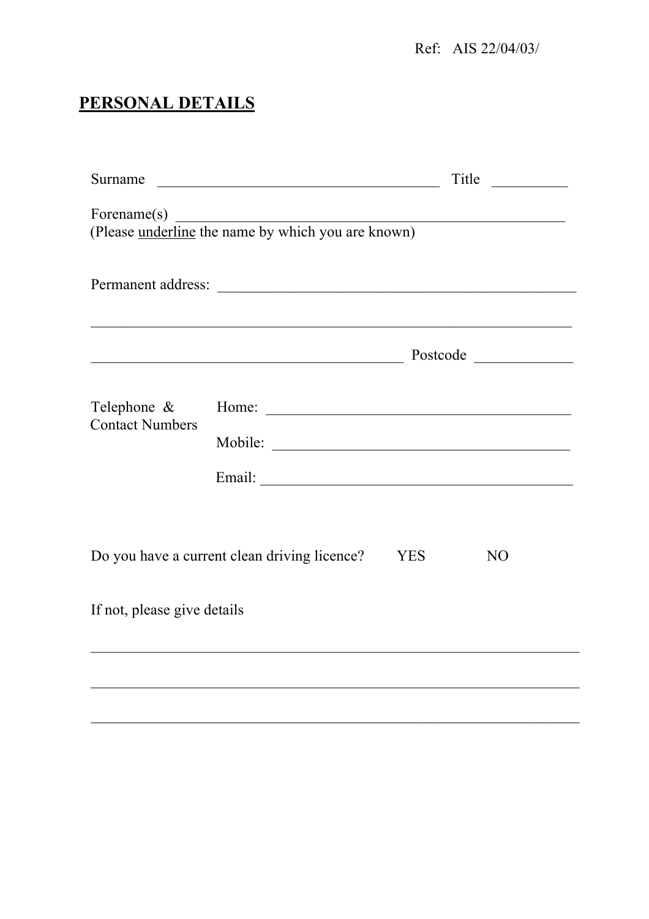Ref: AIS 22/04/03/

## PERSONAL DETAILS

Surname _____________________________________ Title __________

Forename(s) ______________________________________________________
(Please underline the name by which you are known)

Permanent address: _________________________________________________

_______________________________________________________________

__________________________________________ Postcode _____________

Telephone & Contact Numbers

Home: __________________________________________

Mobile: ________________________________________

Email: __________________________________________

Do you have a current clean driving licence? YES NO

If not, please give details

_______________________________________________________________

_______________________________________________________________

_______________________________________________________________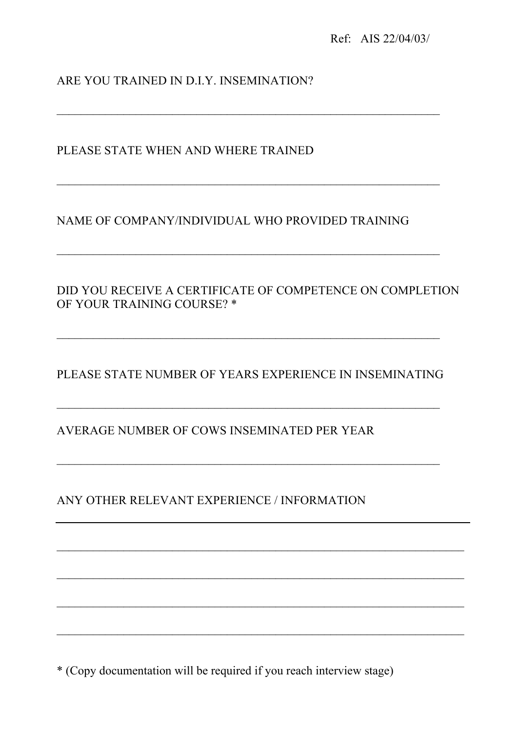Ref: AIS 22/04/03/

ARE YOU TRAINED IN D.I.Y. INSEMINATION?

_________________________________________________________________

PLEASE STATE WHEN AND WHERE TRAINED

_________________________________________________________________

NAME OF COMPANY/INDIVIDUAL WHO PROVIDED TRAINING

_________________________________________________________________

DID YOU RECEIVE A CERTIFICATE OF COMPETENCE ON COMPLETION OF YOUR TRAINING COURSE? *

_________________________________________________________________

PLEASE STATE NUMBER OF YEARS EXPERIENCE IN INSEMINATING

_________________________________________________________________

AVERAGE NUMBER OF COWS INSEMINATED PER YEAR

_________________________________________________________________

ANY OTHER RELEVANT EXPERIENCE / INFORMATION

_________________________________________________________________

_________________________________________________________________

_________________________________________________________________

_________________________________________________________________

_________________________________________________________________

* (Copy documentation will be required if you reach interview stage)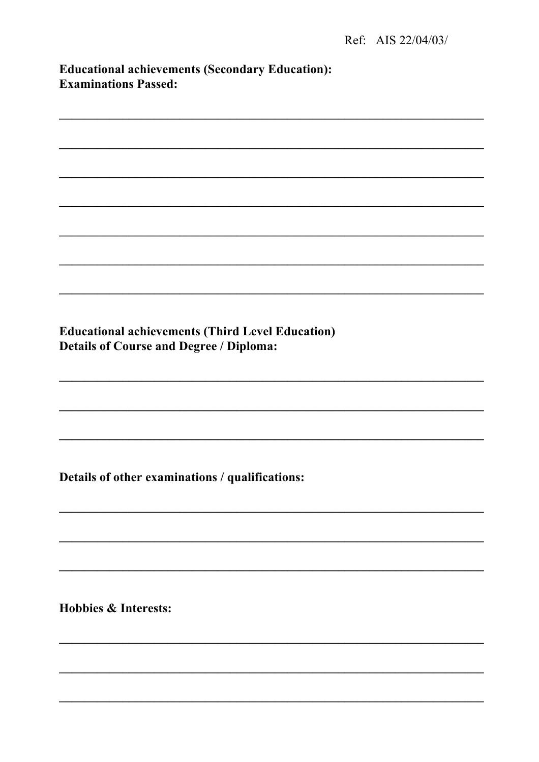Ref: AIS 22/04/03/

**Educational achievements (Secondary Education):**
**Examinations Passed:**

______________________________________________________________________

______________________________________________________________________

______________________________________________________________________

______________________________________________________________________

______________________________________________________________________

______________________________________________________________________

______________________________________________________________________

**Educational achievements (Third Level Education)**
**Details of Course and Degree / Diploma:**

______________________________________________________________________

______________________________________________________________________

______________________________________________________________________

**Details of other examinations / qualifications:**

______________________________________________________________________

______________________________________________________________________

______________________________________________________________________

**Hobbies & Interests:**

______________________________________________________________________

______________________________________________________________________

______________________________________________________________________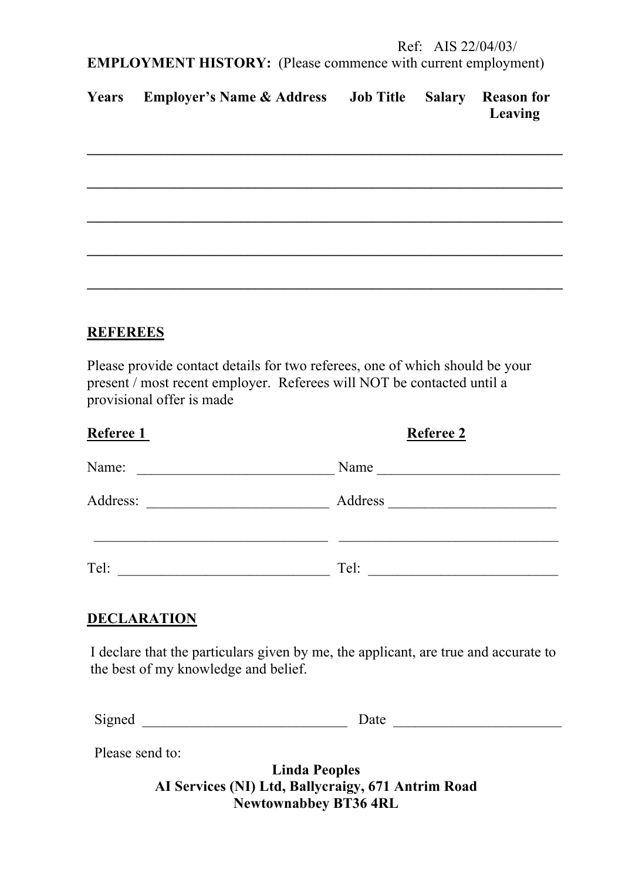Ref: AIS 22/04/03/

**EMPLOYMENT HISTORY:** (Please commence with current employment)

| Years | Employer's Name & Address | Job Title | Salary | Reason for Leaving |
|---|---|---|---|---|
| | | | | |
| | | | | |
| | | | | |
| | | | | |
| | | | | |

## REFEREES

Please provide contact details for two referees, one of which should be your present / most recent employer. Referees will NOT be contacted until a provisional offer is made

| **Referee 1** | **Referee 2** |
|---|---|
| Name: ___________________________ | Name _________________________ |
| Address: _________________________ | Address _______________________ |
| _________________________________ | ______________________________ |
| Tel: _____________________________ | Tel: __________________________ |

## DECLARATION

I declare that the particulars given by me, the applicant, are true and accurate to the best of my knowledge and belief.

Signed ____________________________ Date _______________________

Please send to:

**Linda Peoples**
**AI Services (NI) Ltd, Ballycraigy, 671 Antrim Road**
**Newtownabbey BT36 4RL**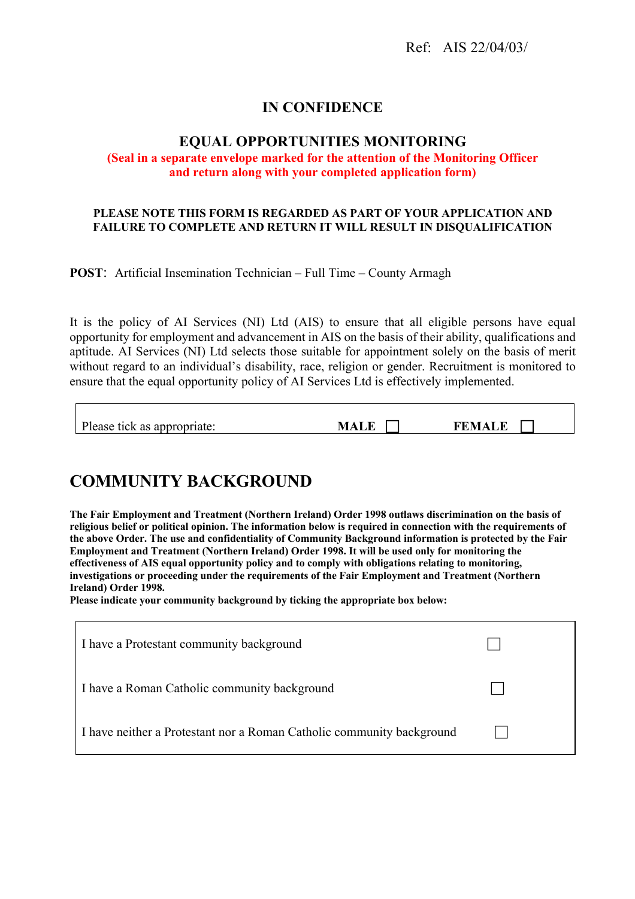Ref: AIS 22/04/03/

## IN CONFIDENCE

## EQUAL OPPORTUNITIES MONITORING

**(Seal in a separate envelope marked for the attention of the Monitoring Officer and return along with your completed application form)**

**PLEASE NOTE THIS FORM IS REGARDED AS PART OF YOUR APPLICATION AND FAILURE TO COMPLETE AND RETURN IT WILL RESULT IN DISQUALIFICATION**

**POST**: Artificial Insemination Technician – Full Time – County Armagh

It is the policy of AI Services (NI) Ltd (AIS) to ensure that all eligible persons have equal opportunity for employment and advancement in AIS on the basis of their ability, qualifications and aptitude. AI Services (NI) Ltd selects those suitable for appointment solely on the basis of merit without regard to an individual's disability, race, religion or gender. Recruitment is monitored to ensure that the equal opportunity policy of AI Services Ltd is effectively implemented.

| Please tick as appropriate: | **MALE** ☐ | **FEMALE** ☐ |
|---|---|---|

# COMMUNITY BACKGROUND

**The Fair Employment and Treatment (Northern Ireland) Order 1998 outlaws discrimination on the basis of religious belief or political opinion. The information below is required in connection with the requirements of the above Order. The use and confidentiality of Community Background information is protected by the Fair Employment and Treatment (Northern Ireland) Order 1998. It will be used only for monitoring the effectiveness of AIS equal opportunity policy and to comply with obligations relating to monitoring, investigations or proceeding under the requirements of the Fair Employment and Treatment (Northern Ireland) Order 1998.**
**Please indicate your community background by ticking the appropriate box below:**

| | |
|---|---|
| I have a Protestant community background | ☐ |
| I have a Roman Catholic community background | ☐ |
| I have neither a Protestant nor a Roman Catholic community background | ☐ |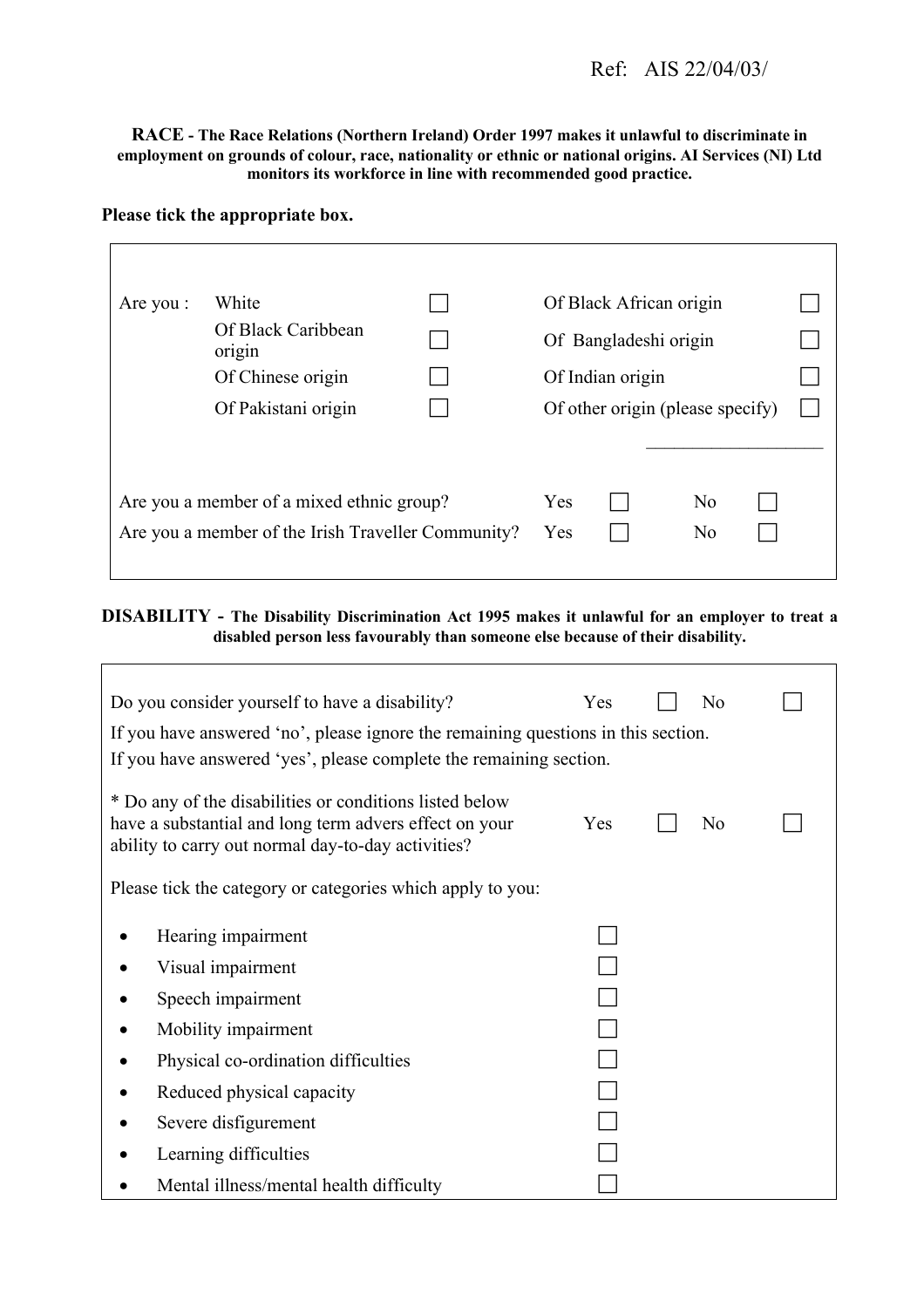Ref: AIS 22/04/03/

**RACE - The Race Relations (Northern Ireland) Order 1997 makes it unlawful to discriminate in employment on grounds of colour, race, nationality or ethnic or national origins. AI Services (NI) Ltd monitors its workforce in line with recommended good practice.**

**Please tick the appropriate box.**

| | | | | |
|---|---|---|---|---|
| Are you : | White | ☐ | Of Black African origin | ☐ |
| | Of Black Caribbean origin | ☐ | Of Bangladeshi origin | ☐ |
| | Of Chinese origin | ☐ | Of Indian origin | ☐ |
| | Of Pakistani origin | ☐ | Of other origin (please specify) | ☐ |
| | | | ____________________ | |

| | | | | |
|---|---|---|---|---|
| Are you a member of a mixed ethnic group? | Yes | ☐ | No | ☐ |
| Are you a member of the Irish Traveller Community? | Yes | ☐ | No | ☐ |

**DISABILITY - The Disability Discrimination Act 1995 makes it unlawful for an employer to treat a disabled person less favourably than someone else because of their disability.**

Do you consider yourself to have a disability? Yes ☐ No ☐

If you have answered 'no', please ignore the remaining questions in this section.
If you have answered 'yes', please complete the remaining section.

* Do any of the disabilities or conditions listed below have a substantial and long term advers effect on your ability to carry out normal day-to-day activities? Yes ☐ No ☐

Please tick the category or categories which apply to you:

- Hearing impairment ☐
- Visual impairment ☐
- Speech impairment ☐
- Mobility impairment ☐
- Physical co-ordination difficulties ☐
- Reduced physical capacity ☐
- Severe disfigurement ☐
- Learning difficulties ☐
- Mental illness/mental health difficulty ☐